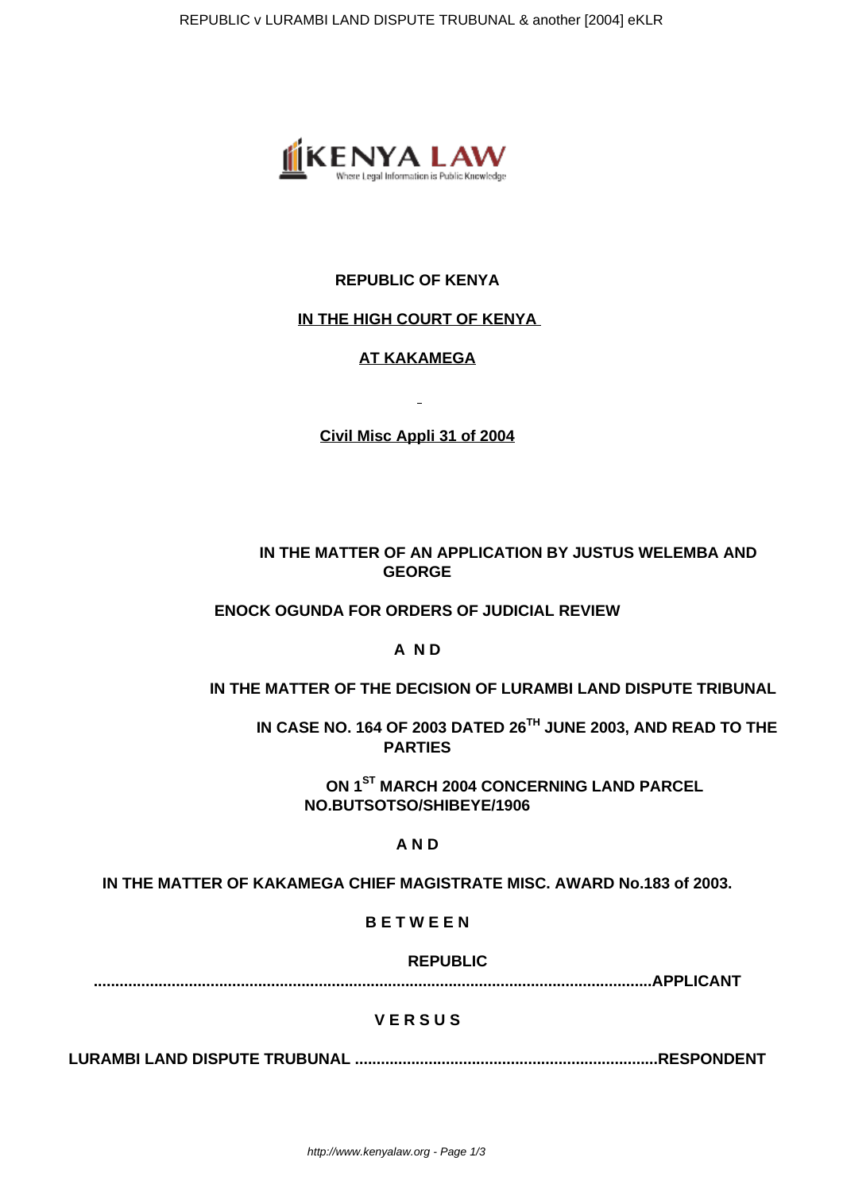**REPUBLIC OF KENYA**

**IN THE HIGH COURT OF KENYA**

**AT KAKAMEGA**

**Civil Misc Appli 31 of 2004**

**IN THE MATTER OF AN APPLICATION BY JUSTUS WELEMBA AND GEORGE**

**ENOCK OGUNDA FOR ORDERS OF JUDICIAL REVIEW**

**A N D**

**IN THE MATTER OF THE DECISION OF LURAMBI LAND DISPUTE TRIBUNAL**

**IN CASE NO. 164 OF 2003 DATED 26TH JUNE 2003, AND READ TO THE PARTIES**

**ON 1ST MARCH 2004 CONCERNING LAND PARCEL NO.BUTSOTSO/SHIBEYE/1906**

**A N D**

**IN THE MATTER OF KAKAMEGA CHIEF MAGISTRATE MISC. AWARD No.183 of 2003.**

**B E T W E E N**

**REPUBLIC ..........................................................................................................................APPLICANT**

**V E R S U S**

**LURAMBI LAND DISPUTE TRUBUNAL .....................................................................RESPONDENT**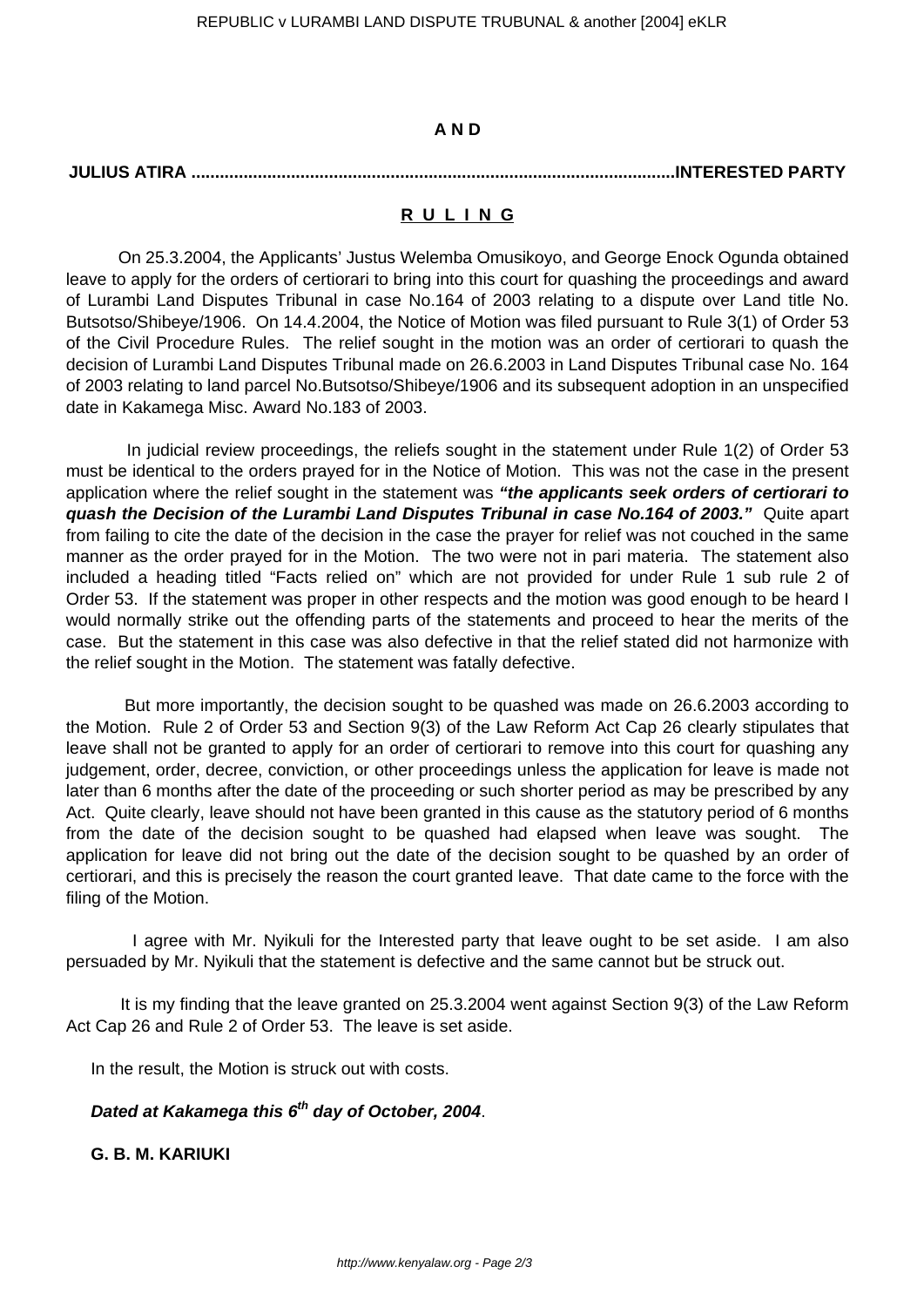**A N D**

**JULIUS ATIRA ....................................................................................................INTERESTED PARTY**

**R U L I N G**

On 25.3.2004, the Applicants' Justus Welemba Omusikoyo, and George Enock Ogunda obtained leave to apply for the orders of certiorari to bring into this court for quashing the proceedings and award of Lurambi Land Disputes Tribunal in case No.164 of 2003 relating to a dispute over Land title No. Butsotso/Shibeye/1906. On 14.4.2004, the Notice of Motion was filed pursuant to Rule 3(1) of Order 53 of the Civil Procedure Rules. The relief sought in the motion was an order of certiorari to quash the decision of Lurambi Land Disputes Tribunal made on 26.6.2003 in Land Disputes Tribunal case No. 164 of 2003 relating to land parcel No.Butsotso/Shibeye/1906 and its subsequent adoption in an unspecified date in Kakamega Misc. Award No.183 of 2003.

In judicial review proceedings, the reliefs sought in the statement under Rule 1(2) of Order 53 must be identical to the orders prayed for in the Notice of Motion. This was not the case in the present application where the relief sought in the statement was ***"the applicants seek orders of certiorari to quash the Decision of the Lurambi Land Disputes Tribunal in case No.164 of 2003."*** Quite apart from failing to cite the date of the decision in the case the prayer for relief was not couched in the same manner as the order prayed for in the Motion. The two were not in pari materia. The statement also included a heading titled "Facts relied on" which are not provided for under Rule 1 sub rule 2 of Order 53. If the statement was proper in other respects and the motion was good enough to be heard I would normally strike out the offending parts of the statements and proceed to hear the merits of the case. But the statement in this case was also defective in that the relief stated did not harmonize with the relief sought in the Motion. The statement was fatally defective.

But more importantly, the decision sought to be quashed was made on 26.6.2003 according to the Motion. Rule 2 of Order 53 and Section 9(3) of the Law Reform Act Cap 26 clearly stipulates that leave shall not be granted to apply for an order of certiorari to remove into this court for quashing any judgement, order, decree, conviction, or other proceedings unless the application for leave is made not later than 6 months after the date of the proceeding or such shorter period as may be prescribed by any Act. Quite clearly, leave should not have been granted in this cause as the statutory period of 6 months from the date of the decision sought to be quashed had elapsed when leave was sought. The application for leave did not bring out the date of the decision sought to be quashed by an order of certiorari, and this is precisely the reason the court granted leave. That date came to the force with the filing of the Motion.

I agree with Mr. Nyikuli for the Interested party that leave ought to be set aside. I am also persuaded by Mr. Nyikuli that the statement is defective and the same cannot but be struck out.

It is my finding that the leave granted on 25.3.2004 went against Section 9(3) of the Law Reform Act Cap 26 and Rule 2 of Order 53. The leave is set aside.

In the result, the Motion is struck out with costs.

***Dated at Kakamega this 6th day of October, 2004***.

**G. B. M. KARIUKI**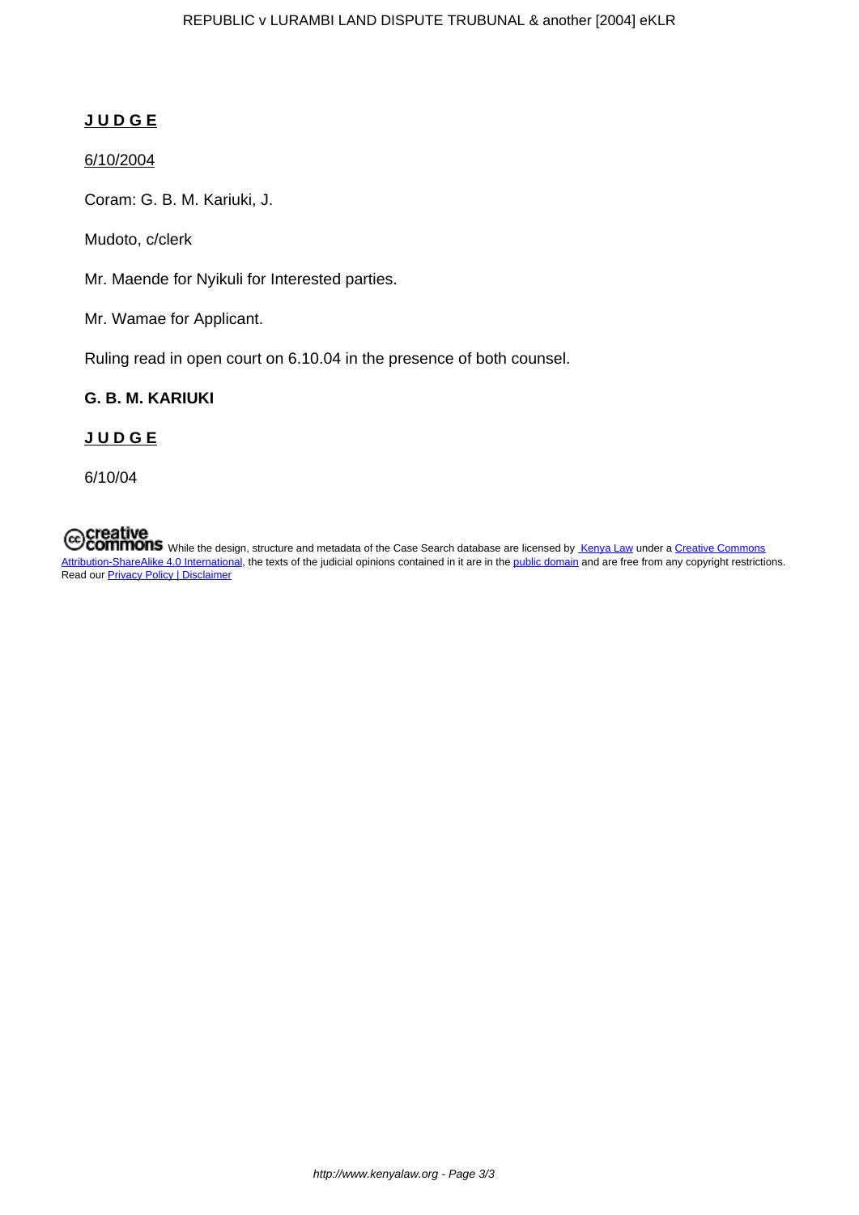**J U D G E**

6/10/2004

Coram: G. B. M. Kariuki, J.

Mudoto, c/clerk

Mr. Maende for Nyikuli for Interested parties.

Mr. Wamae for Applicant.

Ruling read in open court on 6.10.04 in the presence of both counsel.

**G. B. M. KARIUKI**

**J U D G E**

6/10/04

While the design, structure and metadata of the Case Search database are licensed by Kenya Law under a Creative Commons Attribution-ShareAlike 4.0 International, the texts of the judicial opinions contained in it are in the public domain and are free from any copyright restrictions. Read our Privacy Policy | Disclaimer